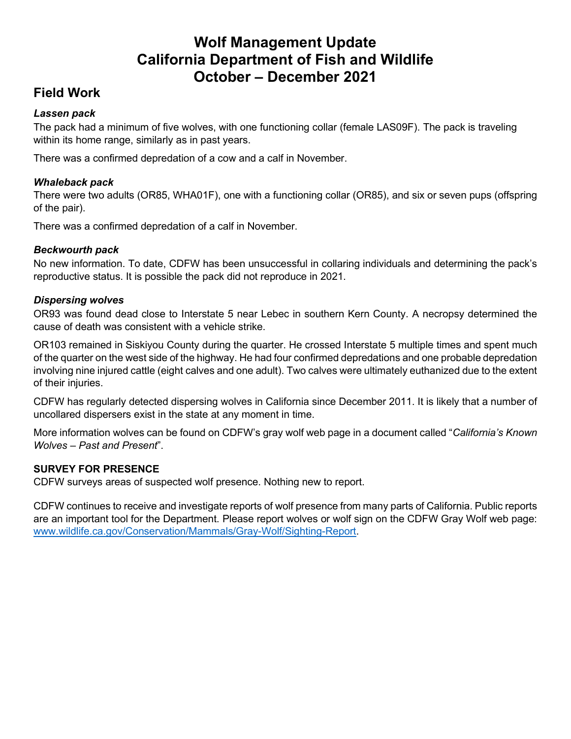# Wolf Management Update
# California Department of Fish and Wildlife
# October – December 2021

## Field Work

### *Lassen pack*

The pack had a minimum of five wolves, with one functioning collar (female LAS09F). The pack is traveling within its home range, similarly as in past years.

There was a confirmed depredation of a cow and a calf in November.

### *Whaleback pack*

There were two adults (OR85, WHA01F), one with a functioning collar (OR85), and six or seven pups (offspring of the pair).

There was a confirmed depredation of a calf in November.

### *Beckwourth pack*

No new information. To date, CDFW has been unsuccessful in collaring individuals and determining the pack's reproductive status. It is possible the pack did not reproduce in 2021.

### *Dispersing wolves*

OR93 was found dead close to Interstate 5 near Lebec in southern Kern County. A necropsy determined the cause of death was consistent with a vehicle strike.

OR103 remained in Siskiyou County during the quarter. He crossed Interstate 5 multiple times and spent much of the quarter on the west side of the highway. He had four confirmed depredations and one probable depredation involving nine injured cattle (eight calves and one adult). Two calves were ultimately euthanized due to the extent of their injuries.

CDFW has regularly detected dispersing wolves in California since December 2011. It is likely that a number of uncollared dispersers exist in the state at any moment in time.

More information wolves can be found on CDFW's gray wolf web page in a document called "*California's Known Wolves – Past and Present*".

### SURVEY FOR PRESENCE

CDFW surveys areas of suspected wolf presence. Nothing new to report.

CDFW continues to receive and investigate reports of wolf presence from many parts of California. Public reports are an important tool for the Department. Please report wolves or wolf sign on the CDFW Gray Wolf web page: [www.wildlife.ca.gov/Conservation/Mammals/Gray-Wolf/Sighting-Report](http://www.wildlife.ca.gov/Conservation/Mammals/Gray-Wolf/Sighting-Report).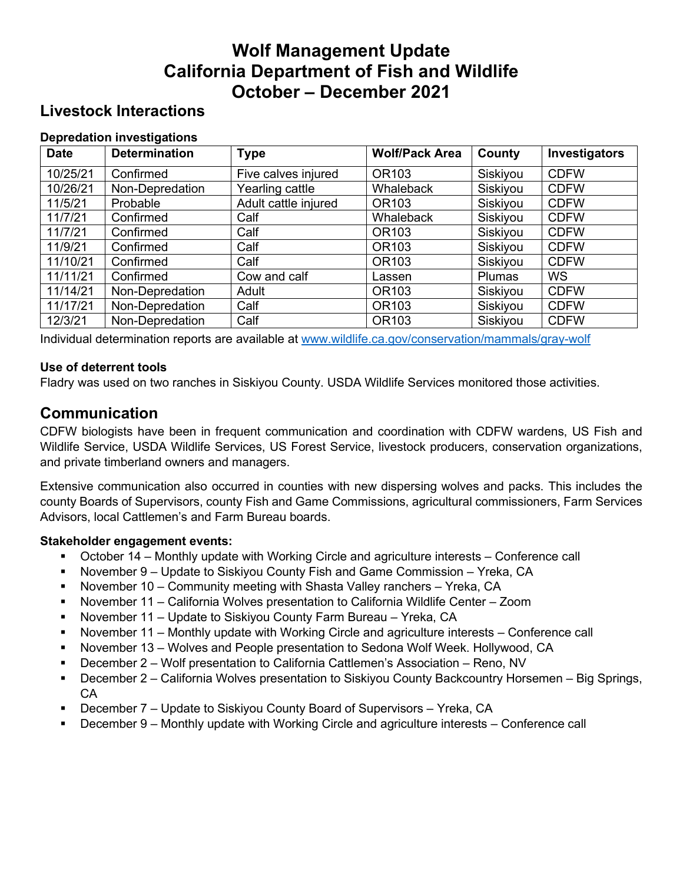# Wolf Management Update
# California Department of Fish and Wildlife
# October – December 2021

## Livestock Interactions

**Depredation investigations**

| Date | Determination | Type | Wolf/Pack Area | County | Investigators |
|---|---|---|---|---|---|
| 10/25/21 | Confirmed | Five calves injured | OR103 | Siskiyou | CDFW |
| 10/26/21 | Non-Depredation | Yearling cattle | Whaleback | Siskiyou | CDFW |
| 11/5/21 | Probable | Adult cattle injured | OR103 | Siskiyou | CDFW |
| 11/7/21 | Confirmed | Calf | Whaleback | Siskiyou | CDFW |
| 11/7/21 | Confirmed | Calf | OR103 | Siskiyou | CDFW |
| 11/9/21 | Confirmed | Calf | OR103 | Siskiyou | CDFW |
| 11/10/21 | Confirmed | Calf | OR103 | Siskiyou | CDFW |
| 11/11/21 | Confirmed | Cow and calf | Lassen | Plumas | WS |
| 11/14/21 | Non-Depredation | Adult | OR103 | Siskiyou | CDFW |
| 11/17/21 | Non-Depredation | Calf | OR103 | Siskiyou | CDFW |
| 12/3/21 | Non-Depredation | Calf | OR103 | Siskiyou | CDFW |

Individual determination reports are available at [www.wildlife.ca.gov/conservation/mammals/gray-wolf](www.wildlife.ca.gov/conservation/mammals/gray-wolf)

**Use of deterrent tools**

Fladry was used on two ranches in Siskiyou County. USDA Wildlife Services monitored those activities.

## Communication

CDFW biologists have been in frequent communication and coordination with CDFW wardens, US Fish and Wildlife Service, USDA Wildlife Services, US Forest Service, livestock producers, conservation organizations, and private timberland owners and managers.

Extensive communication also occurred in counties with new dispersing wolves and packs. This includes the county Boards of Supervisors, county Fish and Game Commissions, agricultural commissioners, Farm Services Advisors, local Cattlemen's and Farm Bureau boards.

**Stakeholder engagement events:**

- October 14 – Monthly update with Working Circle and agriculture interests – Conference call
- November 9 – Update to Siskiyou County Fish and Game Commission – Yreka, CA
- November 10 – Community meeting with Shasta Valley ranchers – Yreka, CA
- November 11 – California Wolves presentation to California Wildlife Center – Zoom
- November 11 – Update to Siskiyou County Farm Bureau – Yreka, CA
- November 11 – Monthly update with Working Circle and agriculture interests – Conference call
- November 13 – Wolves and People presentation to Sedona Wolf Week. Hollywood, CA
- December 2 – Wolf presentation to California Cattlemen's Association – Reno, NV
- December 2 – California Wolves presentation to Siskiyou County Backcountry Horsemen – Big Springs, CA
- December 7 – Update to Siskiyou County Board of Supervisors – Yreka, CA
- December 9 – Monthly update with Working Circle and agriculture interests – Conference call